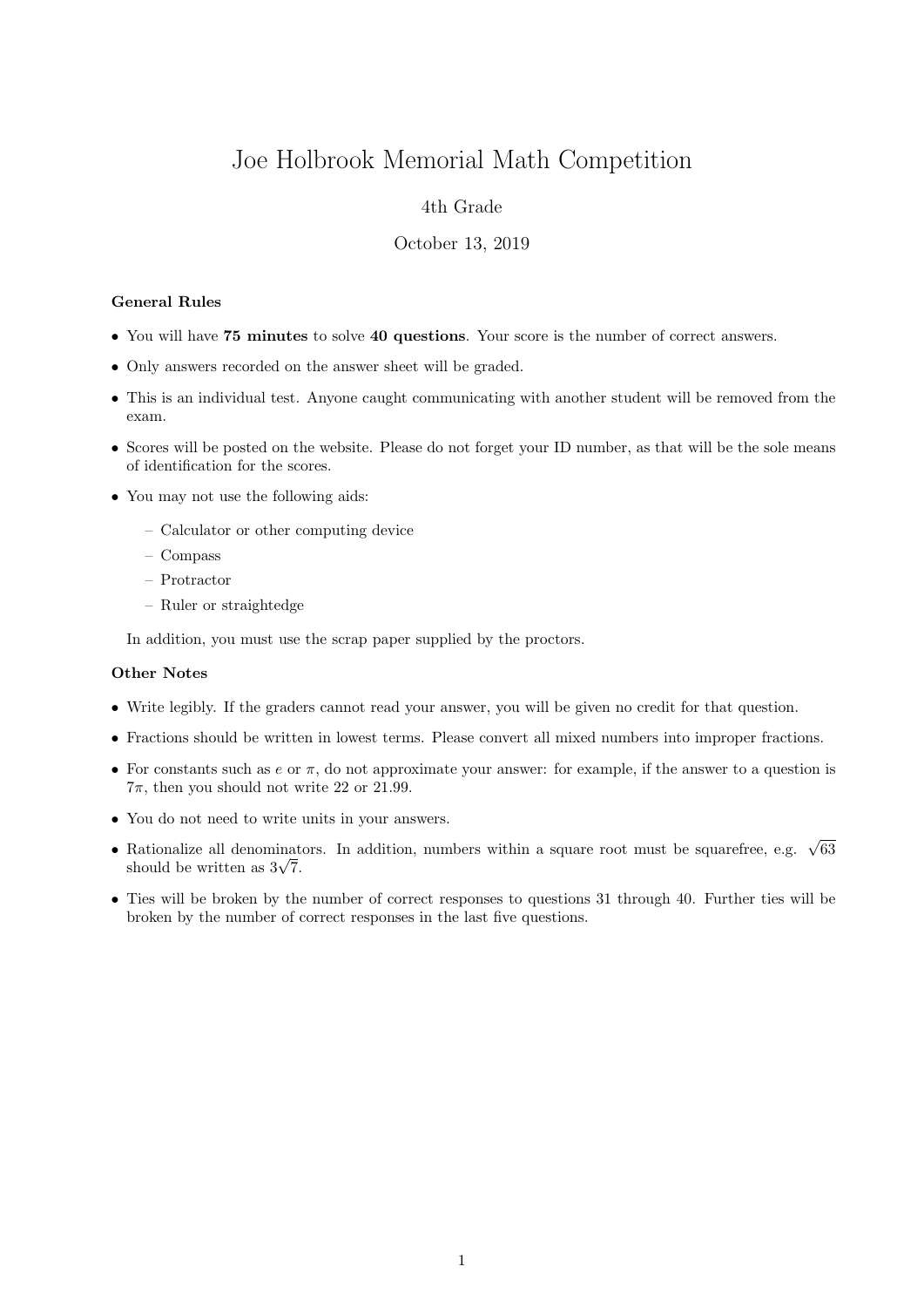# Joe Holbrook Memorial Math Competition

4th Grade

October 13, 2019

**General Rules**

- You will have **75 minutes** to solve **40 questions**. Your score is the number of correct answers.
- Only answers recorded on the answer sheet will be graded.
- This is an individual test. Anyone caught communicating with another student will be removed from the exam.
- Scores will be posted on the website. Please do not forget your ID number, as that will be the sole means of identification for the scores.
- You may not use the following aids:
  - Calculator or other computing device
  - Compass
  - Protractor
  - Ruler or straightedge

  In addition, you must use the scrap paper supplied by the proctors.

**Other Notes**

- Write legibly. If the graders cannot read your answer, you will be given no credit for that question.
- Fractions should be written in lowest terms. Please convert all mixed numbers into improper fractions.
- For constants such as $e$ or $\pi$, do not approximate your answer: for example, if the answer to a question is $7\pi$, then you should not write 22 or 21.99.
- You do not need to write units in your answers.
- Rationalize all denominators. In addition, numbers within a square root must be squarefree, e.g. $\sqrt{63}$ should be written as $3\sqrt{7}$.
- Ties will be broken by the number of correct responses to questions 31 through 40. Further ties will be broken by the number of correct responses in the last five questions.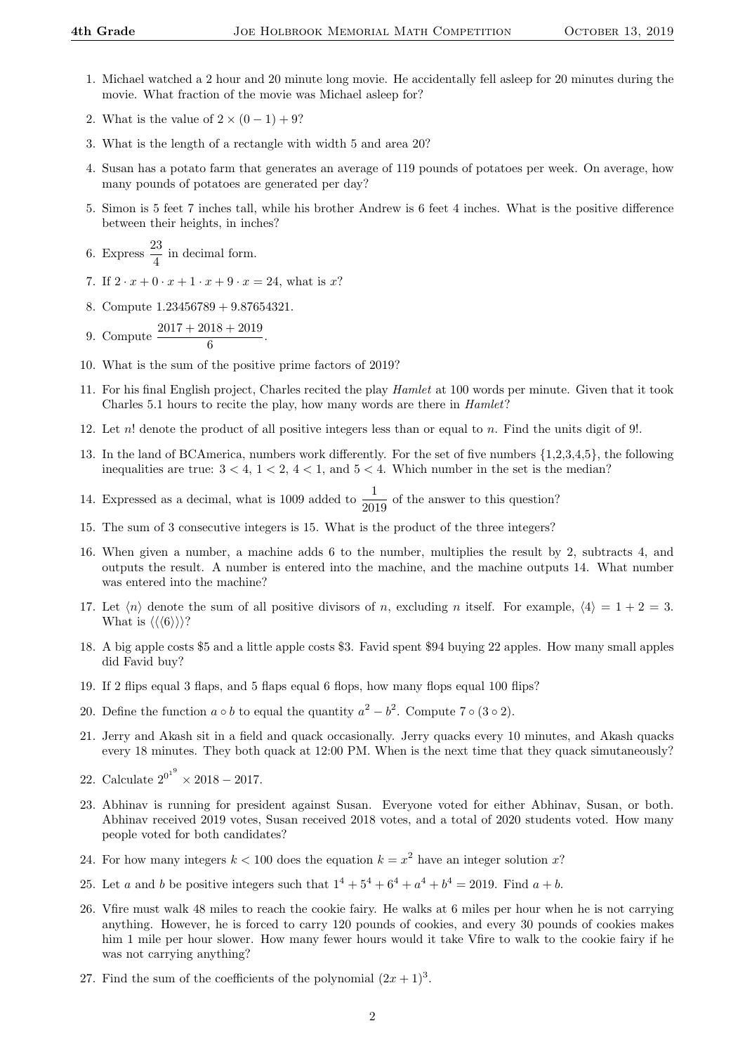1. Michael watched a 2 hour and 20 minute long movie. He accidentally fell asleep for 20 minutes during the movie. What fraction of the movie was Michael asleep for?

2. What is the value of $2 \times (0 - 1) + 9$?

3. What is the length of a rectangle with width 5 and area 20?

4. Susan has a potato farm that generates an average of 119 pounds of potatoes per week. On average, how many pounds of potatoes are generated per day?

5. Simon is 5 feet 7 inches tall, while his brother Andrew is 6 feet 4 inches. What is the positive difference between their heights, in inches?

6. Express $\frac{23}{4}$ in decimal form.

7. If $2 \cdot x + 0 \cdot x + 1 \cdot x + 9 \cdot x = 24$, what is $x$?

8. Compute $1.23456789 + 9.87654321$.

9. Compute $\frac{2017 + 2018 + 2019}{6}$.

10. What is the sum of the positive prime factors of 2019?

11. For his final English project, Charles recited the play *Hamlet* at 100 words per minute. Given that it took Charles 5.1 hours to recite the play, how many words are there in *Hamlet*?

12. Let $n!$ denote the product of all positive integers less than or equal to $n$. Find the units digit of $9!$.

13. In the land of BCAmerica, numbers work differently. For the set of five numbers {1,2,3,4,5}, the following inequalities are true: $3 < 4$, $1 < 2$, $4 < 1$, and $5 < 4$. Which number in the set is the median?

14. Expressed as a decimal, what is 1009 added to $\frac{1}{2019}$ of the answer to this question?

15. The sum of 3 consecutive integers is 15. What is the product of the three integers?

16. When given a number, a machine adds 6 to the number, multiplies the result by 2, subtracts 4, and outputs the result. A number is entered into the machine, and the machine outputs 14. What number was entered into the machine?

17. Let $\langle n \rangle$ denote the sum of all positive divisors of $n$, excluding $n$ itself. For example, $\langle 4 \rangle = 1 + 2 = 3$. What is $\langle\langle\langle 6 \rangle\rangle\rangle$?

18. A big apple costs \$5 and a little apple costs \$3. Favid spent \$94 buying 22 apples. How many small apples did Favid buy?

19. If 2 flips equal 3 flaps, and 5 flaps equal 6 flops, how many flops equal 100 flips?

20. Define the function $a \circ b$ to equal the quantity $a^2 - b^2$. Compute $7 \circ (3 \circ 2)$.

21. Jerry and Akash sit in a field and quack occasionally. Jerry quacks every 10 minutes, and Akash quacks every 18 minutes. They both quack at 12:00 PM. When is the next time that they quack simutaneously?

22. Calculate $2^{0^{1^9}} \times 2018 - 2017$.

23. Abhinav is running for president against Susan. Everyone voted for either Abhinav, Susan, or both. Abhinav received 2019 votes, Susan received 2018 votes, and a total of 2020 students voted. How many people voted for both candidates?

24. For how many integers $k < 100$ does the equation $k = x^2$ have an integer solution $x$?

25. Let $a$ and $b$ be positive integers such that $1^4 + 5^4 + 6^4 + a^4 + b^4 = 2019$. Find $a + b$.

26. Vfire must walk 48 miles to reach the cookie fairy. He walks at 6 miles per hour when he is not carrying anything. However, he is forced to carry 120 pounds of cookies, and every 30 pounds of cookies makes him 1 mile per hour slower. How many fewer hours would it take Vfire to walk to the cookie fairy if he was not carrying anything?

27. Find the sum of the coefficients of the polynomial $(2x + 1)^3$.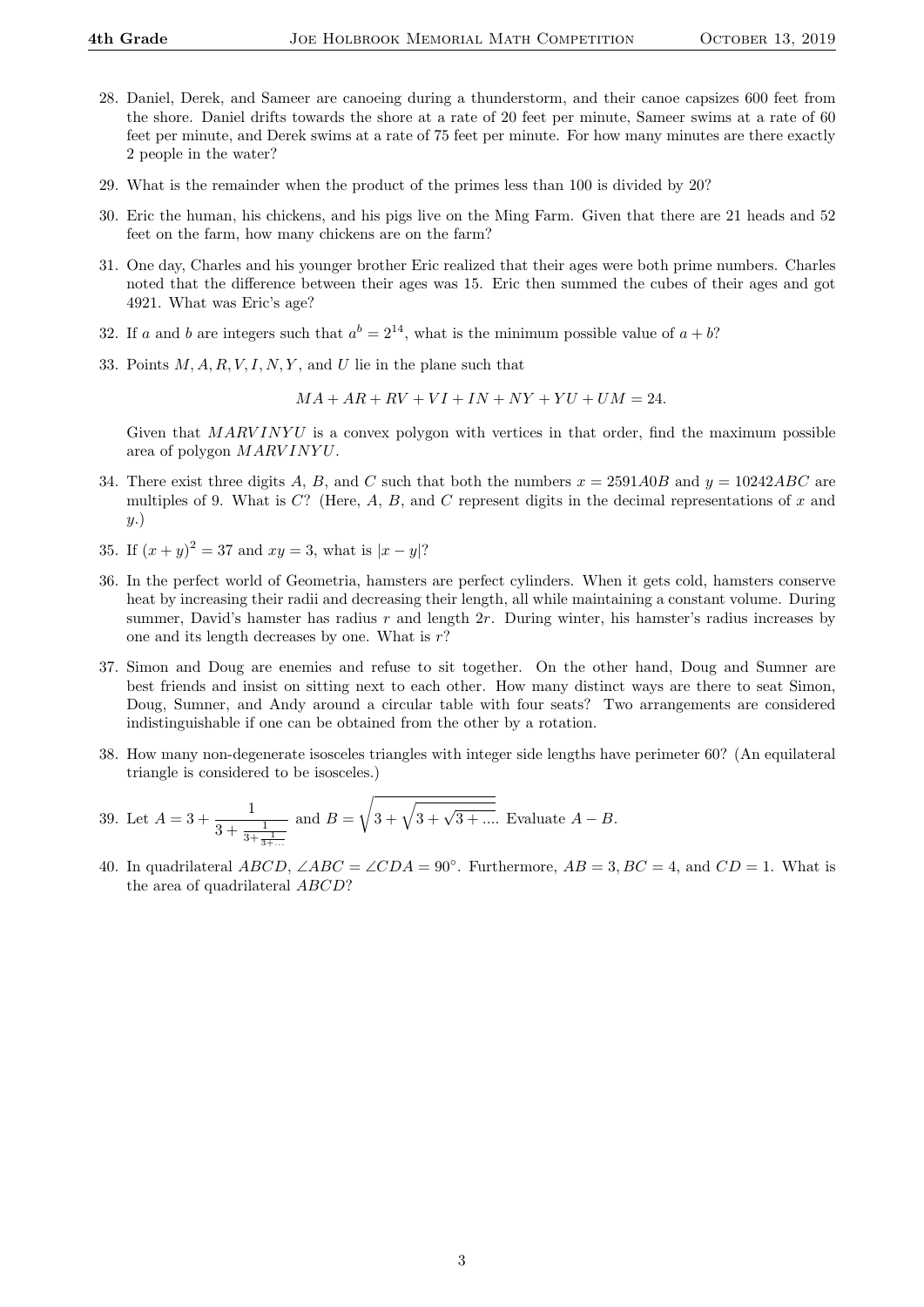28. Daniel, Derek, and Sameer are canoeing during a thunderstorm, and their canoe capsizes 600 feet from the shore. Daniel drifts towards the shore at a rate of 20 feet per minute, Sameer swims at a rate of 60 feet per minute, and Derek swims at a rate of 75 feet per minute. For how many minutes are there exactly 2 people in the water?

29. What is the remainder when the product of the primes less than 100 is divided by 20?

30. Eric the human, his chickens, and his pigs live on the Ming Farm. Given that there are 21 heads and 52 feet on the farm, how many chickens are on the farm?

31. One day, Charles and his younger brother Eric realized that their ages were both prime numbers. Charles noted that the difference between their ages was 15. Eric then summed the cubes of their ages and got 4921. What was Eric's age?

32. If $a$ and $b$ are integers such that $a^b = 2^{14}$, what is the minimum possible value of $a + b$?

33. Points $M, A, R, V, I, N, Y$, and $U$ lie in the plane such that

$$MA + AR + RV + VI + IN + NY + YU + UM = 24.$$

Given that $MARVINYU$ is a convex polygon with vertices in that order, find the maximum possible area of polygon $MARVINYU$.

34. There exist three digits $A$, $B$, and $C$ such that both the numbers $x = 2591A0B$ and $y = 10242ABC$ are multiples of 9. What is $C$? (Here, $A$, $B$, and $C$ represent digits in the decimal representations of $x$ and $y$.)

35. If $(x + y)^2 = 37$ and $xy = 3$, what is $|x - y|$?

36. In the perfect world of Geometria, hamsters are perfect cylinders. When it gets cold, hamsters conserve heat by increasing their radii and decreasing their length, all while maintaining a constant volume. During summer, David's hamster has radius $r$ and length $2r$. During winter, his hamster's radius increases by one and its length decreases by one. What is $r$?

37. Simon and Doug are enemies and refuse to sit together. On the other hand, Doug and Sumner are best friends and insist on sitting next to each other. How many distinct ways are there to seat Simon, Doug, Sumner, and Andy around a circular table with four seats? Two arrangements are considered indistinguishable if one can be obtained from the other by a rotation.

38. How many non-degenerate isosceles triangles with integer side lengths have perimeter 60? (An equilateral triangle is considered to be isosceles.)

39. Let $A = 3 + \cfrac{1}{3 + \cfrac{1}{3 + \cfrac{1}{3 + \ldots}}}$ and $B = \sqrt{3 + \sqrt{3 + \sqrt{3 + \ldots}}}$. Evaluate $A - B$.

40. In quadrilateral $ABCD$, $\angle ABC = \angle CDA = 90^\circ$. Furthermore, $AB = 3, BC = 4$, and $CD = 1$. What is the area of quadrilateral $ABCD$?